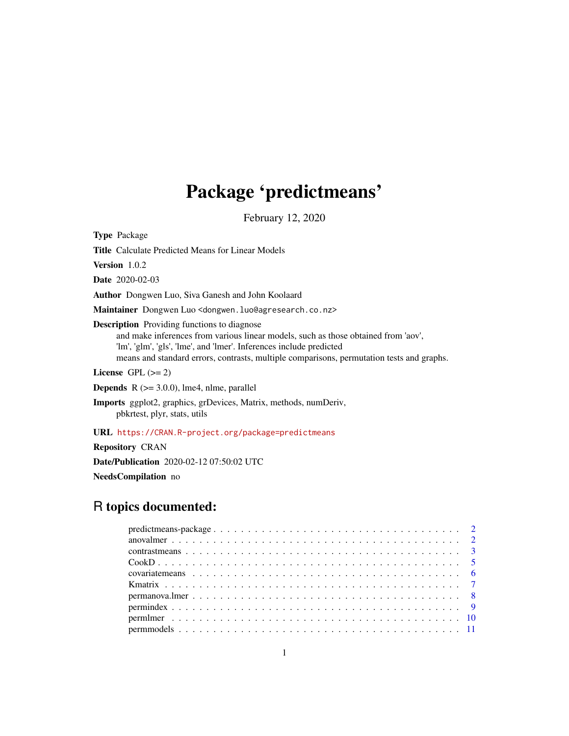# Package 'predictmeans'

February 12, 2020

**Type** Package

**Title** Calculate Predicted Means for Linear Models

**Version** 1.0.2

**Date** 2020-02-03

**Author** Dongwen Luo, Siva Ganesh and John Koolaard

**Maintainer** Dongwen Luo <dongwen.luo@agresearch.co.nz>

**Description** Providing functions to diagnose and make inferences from various linear models, such as those obtained from 'aov', 'lm', 'glm', 'gls', 'lme', and 'lmer'. Inferences include predicted means and standard errors, contrasts, multiple comparisons, permutation tests and graphs.

**License** GPL (>= 2)

**Depends** R (>= 3.0.0), lme4, nlme, parallel

**Imports** ggplot2, graphics, grDevices, Matrix, methods, numDeriv, pbkrtest, plyr, stats, utils

**URL** https://CRAN.R-project.org/package=predictmeans

**Repository** CRAN

**Date/Publication** 2020-02-12 07:50:02 UTC

**NeedsCompilation** no

## R topics documented:

| | |
|---|---|
| predictmeans-package | 2 |
| anovalmer | 2 |
| contrastmeans | 3 |
| CookD | 5 |
| covariatemeans | 6 |
| Kmatrix | 7 |
| permanova.lmer | 8 |
| permindex | 9 |
| permlmer | 10 |
| permmodels | 11 |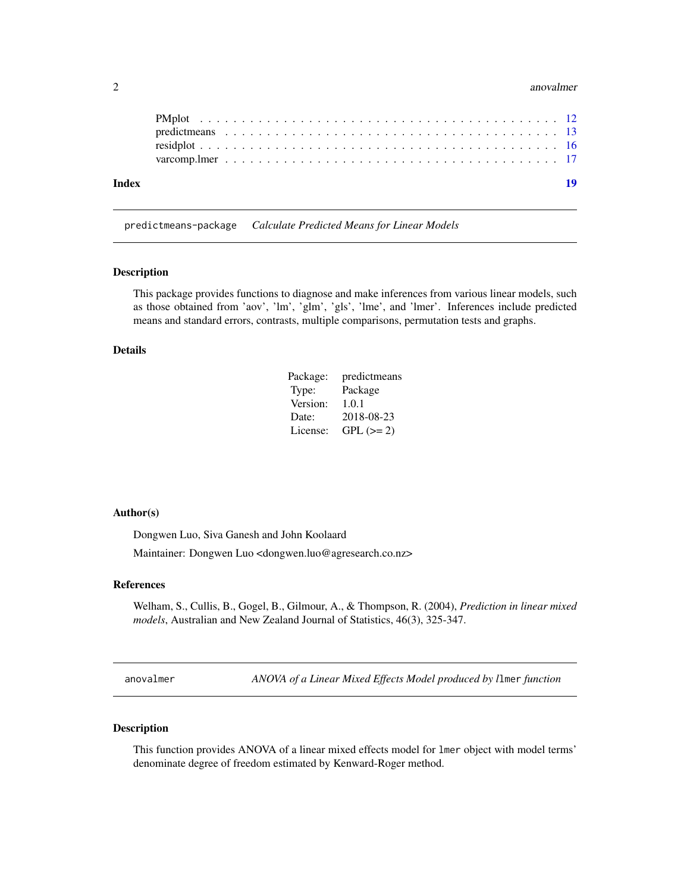PMplot . . . . . . . . . . . . . . . . . . . . . . . . . . . . . . . . . . . . . . . . 12
predictmeans . . . . . . . . . . . . . . . . . . . . . . . . . . . . . . . . . . . . . 13
residplot . . . . . . . . . . . . . . . . . . . . . . . . . . . . . . . . . . . . . . . 16
varcomp.lmer . . . . . . . . . . . . . . . . . . . . . . . . . . . . . . . . . . . . . 17

**Index** **19**

---

## `predictmeans-package` *Calculate Predicted Means for Linear Models*

### Description

This package provides functions to diagnose and make inferences from various linear models, such as those obtained from 'aov', 'lm', 'glm', 'gls', 'lme', and 'lmer'. Inferences include predicted means and standard errors, contrasts, multiple comparisons, permutation tests and graphs.

### Details

| | |
|---|---|
| Package: | predictmeans |
| Type: | Package |
| Version: | 1.0.1 |
| Date: | 2018-08-23 |
| License: | GPL (>= 2) |

### Author(s)

Dongwen Luo, Siva Ganesh and John Koolaard

Maintainer: Dongwen Luo <dongwen.luo@agresearch.co.nz>

### References

Welham, S., Cullis, B., Gogel, B., Gilmour, A., & Thompson, R. (2004), *Prediction in linear mixed models*, Australian and New Zealand Journal of Statistics, 46(3), 325-347.

---

## `anovalmer` *ANOVA of a Linear Mixed Effects Model produced by* `lmer` *function*

### Description

This function provides ANOVA of a linear mixed effects model for `lmer` object with model terms' denominate degree of freedom estimated by Kenward-Roger method.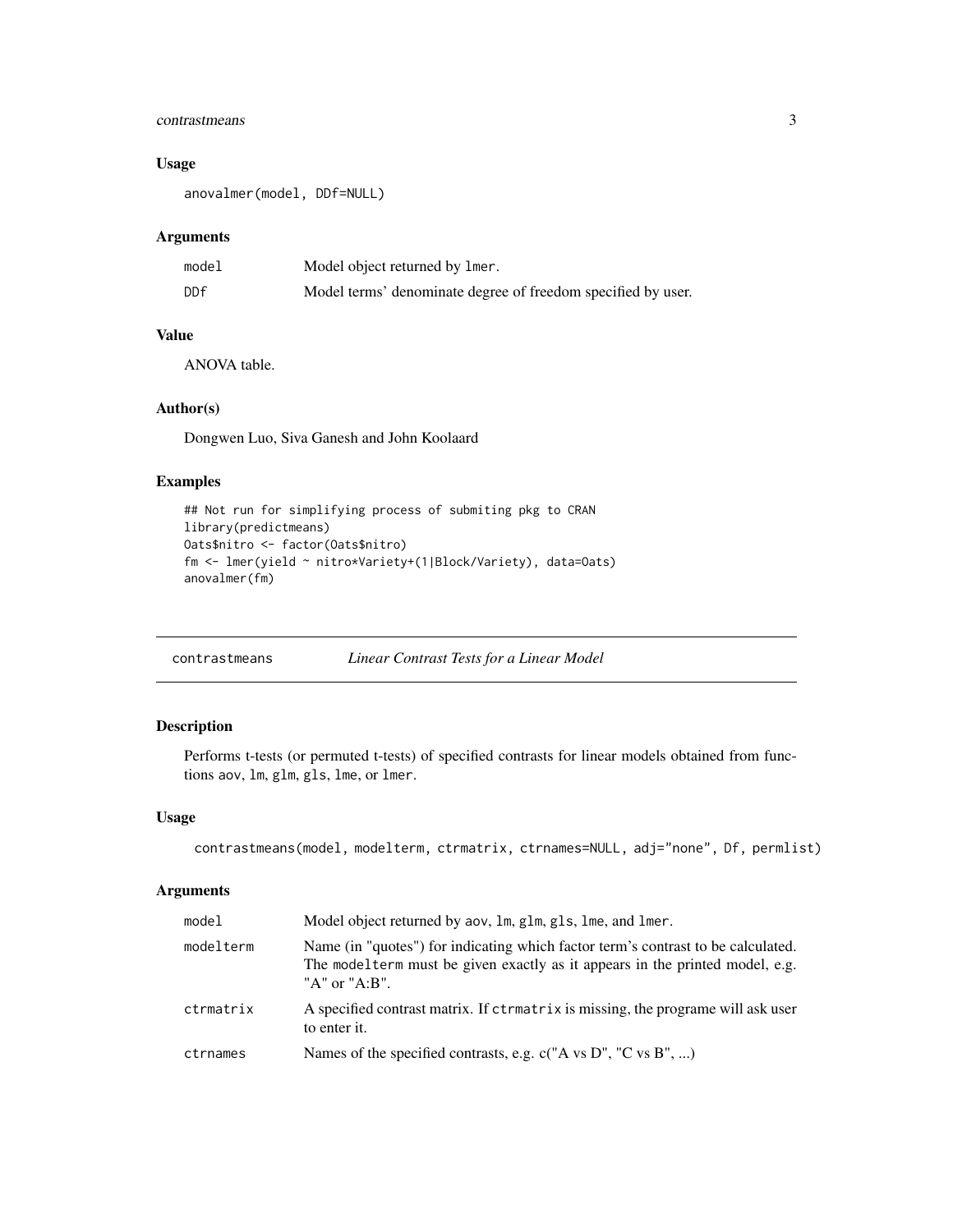## Usage

```
anovalmer(model, DDf=NULL)
```

## Arguments

| | |
|---|---|
| model | Model object returned by lmer. |
| DDf | Model terms' denominate degree of freedom specified by user. |

## Value

ANOVA table.

## Author(s)

Dongwen Luo, Siva Ganesh and John Koolaard

## Examples

```
## Not run for simplifying process of submiting pkg to CRAN
library(predictmeans)
Oats$nitro <- factor(Oats$nitro)
fm <- lmer(yield ~ nitro*Variety+(1|Block/Variety), data=Oats)
anovalmer(fm)
```

---

# contrastmeans — *Linear Contrast Tests for a Linear Model*

---

## Description

Performs t-tests (or permuted t-tests) of specified contrasts for linear models obtained from functions aov, lm, glm, gls, lme, or lmer.

## Usage

```
contrastmeans(model, modelterm, ctrmatrix, ctrnames=NULL, adj="none", Df, permlist)
```

## Arguments

| | |
|---|---|
| model | Model object returned by aov, lm, glm, gls, lme, and lmer. |
| modelterm | Name (in "quotes") for indicating which factor term's contrast to be calculated. The modelterm must be given exactly as it appears in the printed model, e.g. "A" or "A:B". |
| ctrmatrix | A specified contrast matrix. If ctrmatrix is missing, the programe will ask user to enter it. |
| ctrnames | Names of the specified contrasts, e.g. c("A vs D", "C vs B", ...) |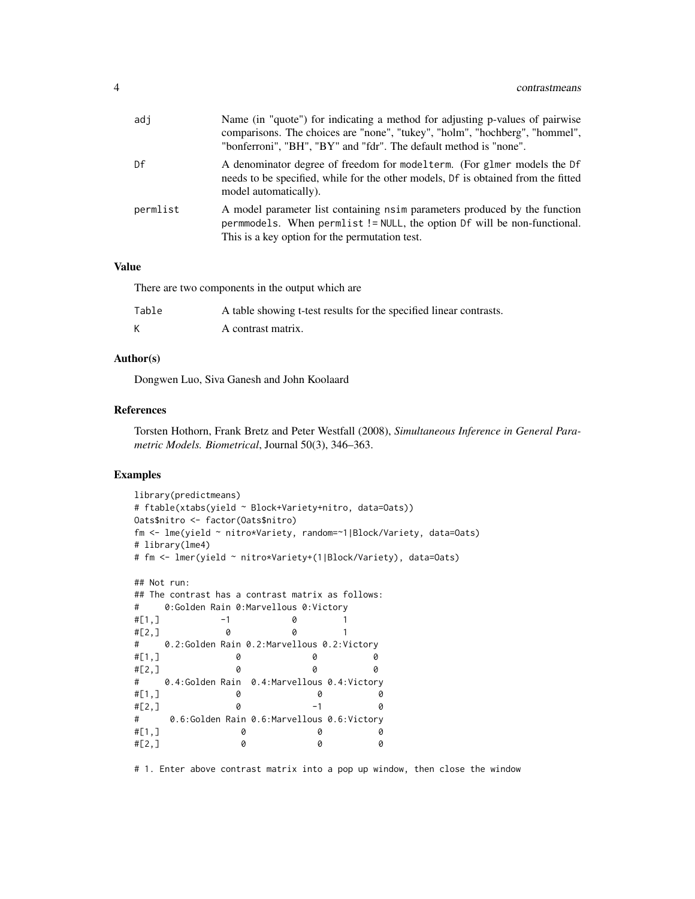| | |
|---|---|
| adj | Name (in "quote") for indicating a method for adjusting p-values of pairwise comparisons. The choices are "none", "tukey", "holm", "hochberg", "hommel", "bonferroni", "BH", "BY" and "fdr". The default method is "none". |
| Df | A denominator degree of freedom for modelterm. (For glmer models the Df needs to be specified, while for the other models, Df is obtained from the fitted model automatically). |
| permlist | A model parameter list containing nsim parameters produced by the function permmodels. When permlist != NULL, the option Df will be non-functional. This is a key option for the permutation test. |

### Value

There are two components in the output which are

| | |
|---|---|
| Table | A table showing t-test results for the specified linear contrasts. |
| K | A contrast matrix. |

### Author(s)

Dongwen Luo, Siva Ganesh and John Koolaard

### References

Torsten Hothorn, Frank Bretz and Peter Westfall (2008), *Simultaneous Inference in General Parametric Models. Biometrical*, Journal 50(3), 346–363.

### Examples

```
library(predictmeans)
# ftable(xtabs(yield ~ Block+Variety+nitro, data=Oats))
Oats$nitro <- factor(Oats$nitro)
fm <- lme(yield ~ nitro*Variety, random=~1|Block/Variety, data=Oats)
# library(lme4)
# fm <- lmer(yield ~ nitro*Variety+(1|Block/Variety), data=Oats)

## Not run:
## The contrast has a contrast matrix as follows:
#     0:Golden Rain 0:Marvellous 0:Victory
#[1,]            -1            0         1
#[2,]             0            0         1
#     0.2:Golden Rain 0.2:Marvellous 0.2:Victory
#[1,]               0              0           0
#[2,]               0              0           0
#     0.4:Golden Rain  0.4:Marvellous 0.4:Victory
#[1,]               0               0           0
#[2,]               0              -1           0
#      0.6:Golden Rain 0.6:Marvellous 0.6:Victory
#[1,]                0              0           0
#[2,]                0              0           0

# 1. Enter above contrast matrix into a pop up window, then close the window
```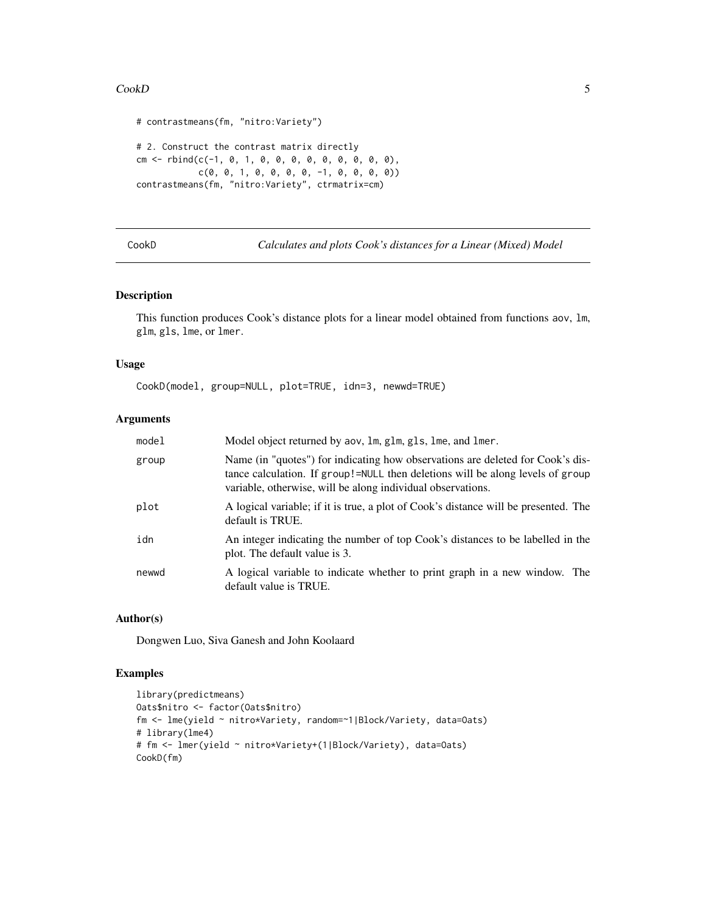```
# contrastmeans(fm, "nitro:Variety")

# 2. Construct the contrast matrix directly
cm <- rbind(c(-1, 0, 1, 0, 0, 0, 0, 0, 0, 0, 0, 0),
            c(0, 0, 1, 0, 0, 0, 0, -1, 0, 0, 0, 0))
contrastmeans(fm, "nitro:Variety", ctrmatrix=cm)
```

## CookD — *Calculates and plots Cook's distances for a Linear (Mixed) Model*

### Description

This function produces Cook's distance plots for a linear model obtained from functions aov, lm, glm, gls, lme, or lmer.

### Usage

```
CookD(model, group=NULL, plot=TRUE, idn=3, newwd=TRUE)
```

### Arguments

| | |
|---|---|
| model | Model object returned by aov, lm, glm, gls, lme, and lmer. |
| group | Name (in "quotes") for indicating how observations are deleted for Cook's distance calculation. If group!=NULL then deletions will be along levels of group variable, otherwise, will be along individual observations. |
| plot | A logical variable; if it is true, a plot of Cook's distance will be presented. The default is TRUE. |
| idn | An integer indicating the number of top Cook's distances to be labelled in the plot. The default value is 3. |
| newwd | A logical variable to indicate whether to print graph in a new window. The default value is TRUE. |

### Author(s)

Dongwen Luo, Siva Ganesh and John Koolaard

### Examples

```
library(predictmeans)
Oats$nitro <- factor(Oats$nitro)
fm <- lme(yield ~ nitro*Variety, random=~1|Block/Variety, data=Oats)
# library(lme4)
# fm <- lmer(yield ~ nitro*Variety+(1|Block/Variety), data=Oats)
CookD(fm)
```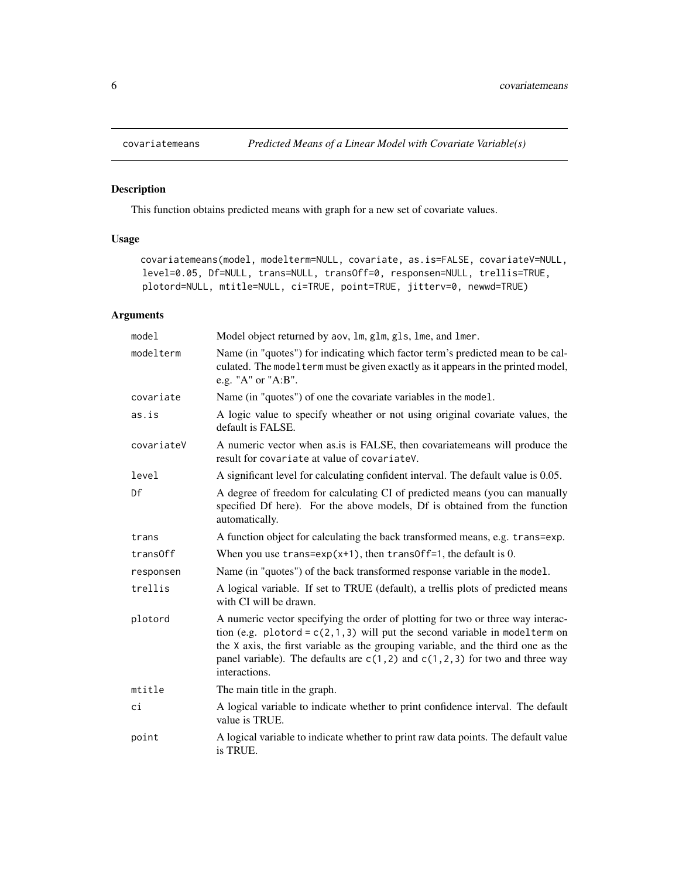## covariatemeans — *Predicted Means of a Linear Model with Covariate Variable(s)*

### Description

This function obtains predicted means with graph for a new set of covariate values.

### Usage

```
covariatemeans(model, modelterm=NULL, covariate, as.is=FALSE, covariateV=NULL,
 level=0.05, Df=NULL, trans=NULL, transOff=0, responsen=NULL, trellis=TRUE,
 plotord=NULL, mtitle=NULL, ci=TRUE, point=TRUE, jitterv=0, newwd=TRUE)
```

### Arguments

| Argument | Description |
|---|---|
| `model` | Model object returned by `aov`, `lm`, `glm`, `gls`, `lme`, and `lmer`. |
| `modelterm` | Name (in "quotes") for indicating which factor term's predicted mean to be calculated. The `modelterm` must be given exactly as it appears in the printed model, e.g. "A" or "A:B". |
| `covariate` | Name (in "quotes") of one the covariate variables in the `model`. |
| `as.is` | A logic value to specify wheather or not using original covariate values, the default is FALSE. |
| `covariateV` | A numeric vector when as.is is FALSE, then covariatemeans will produce the result for `covariate` at value of `covariateV`. |
| `level` | A significant level for calculating confident interval. The default value is 0.05. |
| `Df` | A degree of freedom for calculating CI of predicted means (you can manually specified Df here). For the above models, Df is obtained from the function automatically. |
| `trans` | A function object for calculating the back transformed means, e.g. `trans=exp`. |
| `transOff` | When you use `trans=exp(x+1)`, then `transOff=1`, the default is 0. |
| `responsen` | Name (in "quotes") of the back transformed response variable in the `model`. |
| `trellis` | A logical variable. If set to TRUE (default), a trellis plots of predicted means with CI will be drawn. |
| `plotord` | A numeric vector specifying the order of plotting for two or three way interaction (e.g. `plotord = c(2,1,3)` will put the second variable in `modelterm` on the `X` axis, the first variable as the grouping variable, and the third one as the panel variable). The defaults are `c(1,2)` and `c(1,2,3)` for two and three way interactions. |
| `mtitle` | The main title in the graph. |
| `ci` | A logical variable to indicate whether to print confidence interval. The default value is TRUE. |
| `point` | A logical variable to indicate whether to print raw data points. The default value is TRUE. |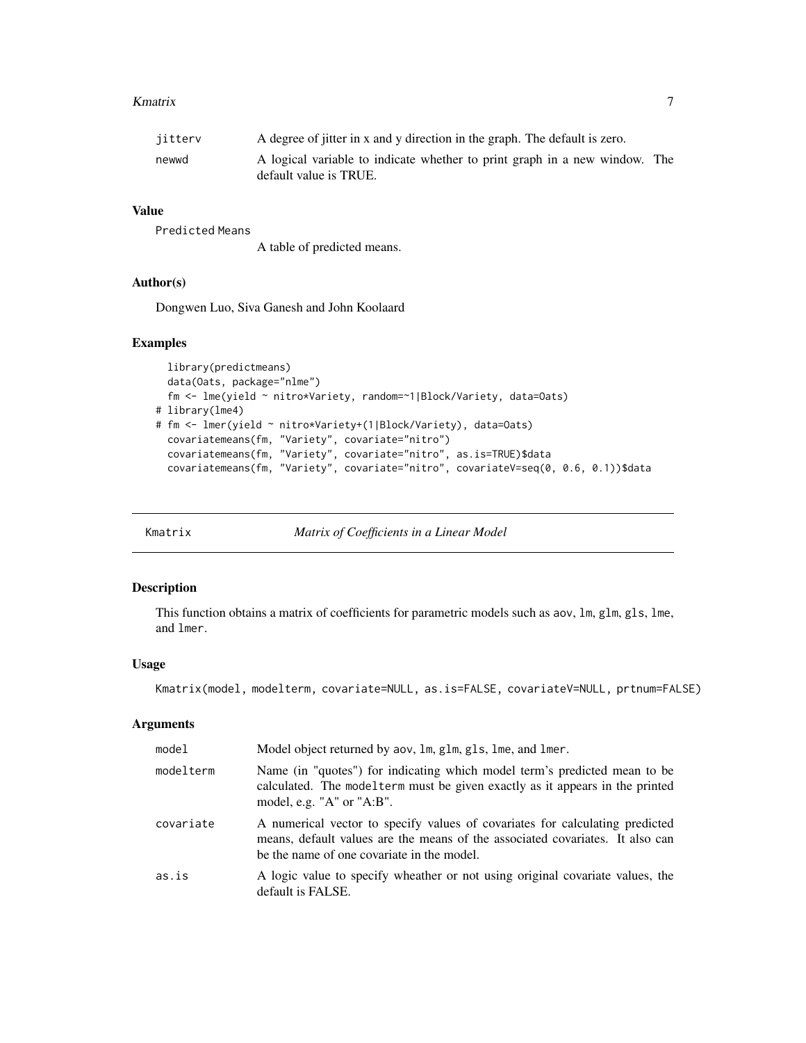| | |
|---|---|
| jitterv | A degree of jitter in x and y direction in the graph. The default is zero. |
| newwd | A logical variable to indicate whether to print graph in a new window. The default value is TRUE. |

### Value

Predicted Means
: A table of predicted means.

### Author(s)

Dongwen Luo, Siva Ganesh and John Koolaard

### Examples

```
  library(predictmeans)
  data(Oats, package="nlme")
  fm <- lme(yield ~ nitro*Variety, random=~1|Block/Variety, data=Oats)
# library(lme4)
# fm <- lmer(yield ~ nitro*Variety+(1|Block/Variety), data=Oats)
  covariatemeans(fm, "Variety", covariate="nitro")
  covariatemeans(fm, "Variety", covariate="nitro", as.is=TRUE)$data
  covariatemeans(fm, "Variety", covariate="nitro", covariateV=seq(0, 0.6, 0.1))$data
```

---

## Kmatrix — *Matrix of Coefficients in a Linear Model*

### Description

This function obtains a matrix of coefficients for parametric models such as aov, lm, glm, gls, lme, and lmer.

### Usage

```
Kmatrix(model, modelterm, covariate=NULL, as.is=FALSE, covariateV=NULL, prtnum=FALSE)
```

### Arguments

| | |
|---|---|
| model | Model object returned by aov, lm, glm, gls, lme, and lmer. |
| modelterm | Name (in "quotes") for indicating which model term's predicted mean to be calculated. The modelterm must be given exactly as it appears in the printed model, e.g. "A" or "A:B". |
| covariate | A numerical vector to specify values of covariates for calculating predicted means, default values are the means of the associated covariates. It also can be the name of one covariate in the model. |
| as.is | A logic value to specify wheather or not using original covariate values, the default is FALSE. |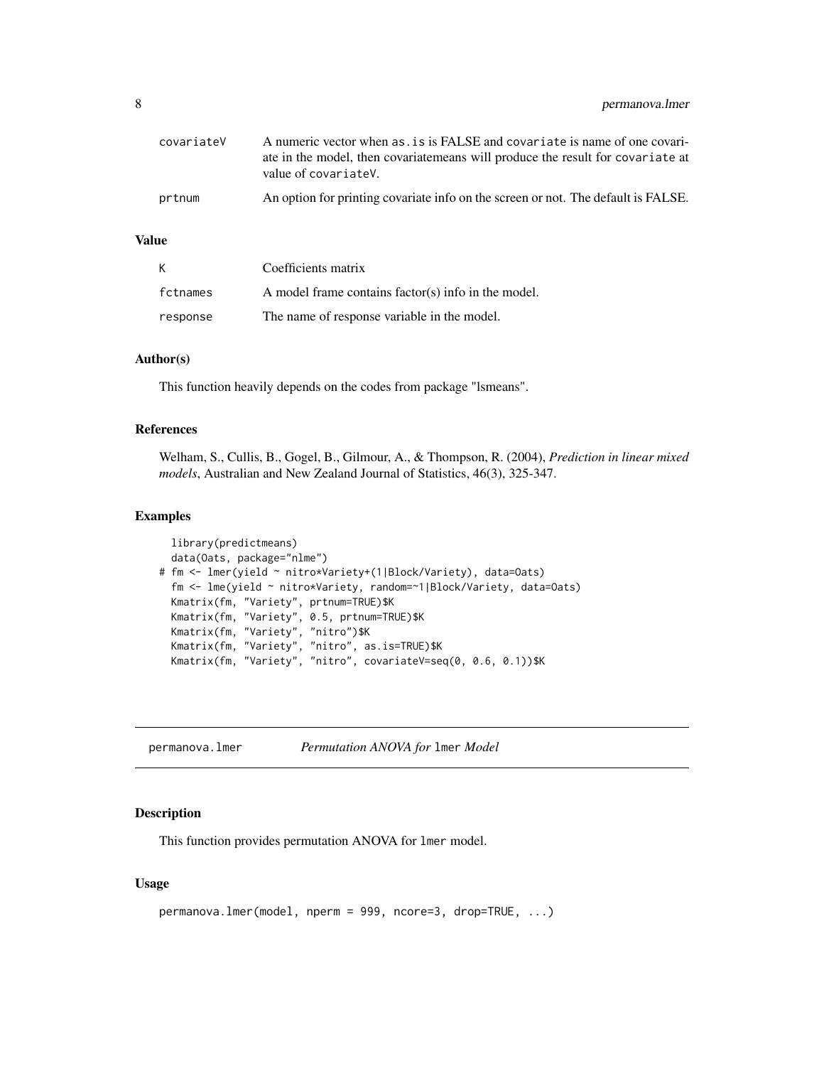| | |
|---|---|
| covariateV | A numeric vector when as.is is FALSE and covariate is name of one covariate in the model, then covariatemeans will produce the result for covariate at value of covariateV. |
| prtnum | An option for printing covariate info on the screen or not. The default is FALSE. |

### Value

| | |
|---|---|
| K | Coefficients matrix |
| fctnames | A model frame contains factor(s) info in the model. |
| response | The name of response variable in the model. |

### Author(s)

This function heavily depends on the codes from package "lsmeans".

### References

Welham, S., Cullis, B., Gogel, B., Gilmour, A., & Thompson, R. (2004), *Prediction in linear mixed models*, Australian and New Zealand Journal of Statistics, 46(3), 325-347.

### Examples

```
  library(predictmeans)
  data(Oats, package="nlme")
# fm <- lmer(yield ~ nitro*Variety+(1|Block/Variety), data=Oats)
  fm <- lme(yield ~ nitro*Variety, random=~1|Block/Variety, data=Oats)
  Kmatrix(fm, "Variety", prtnum=TRUE)$K
  Kmatrix(fm, "Variety", 0.5, prtnum=TRUE)$K
  Kmatrix(fm, "Variety", "nitro")$K
  Kmatrix(fm, "Variety", "nitro", as.is=TRUE)$K
  Kmatrix(fm, "Variety", "nitro", covariateV=seq(0, 0.6, 0.1))$K
```

---

## permanova.lmer *Permutation ANOVA for* lmer *Model*

### Description

This function provides permutation ANOVA for lmer model.

### Usage

```
permanova.lmer(model, nperm = 999, ncore=3, drop=TRUE, ...)
```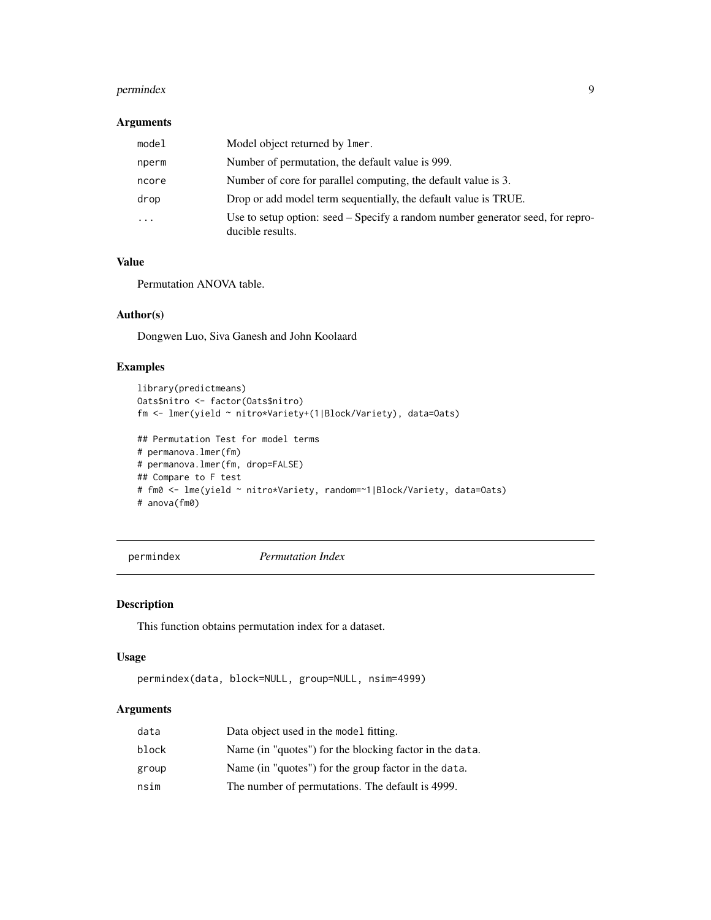### Arguments

| | |
|---|---|
| `model` | Model object returned by `lmer`. |
| `nperm` | Number of permutation, the default value is 999. |
| `ncore` | Number of core for parallel computing, the default value is 3. |
| `drop` | Drop or add model term sequentially, the default value is TRUE. |
| `...` | Use to setup option: seed – Specify a random number generator seed, for reproducible results. |

### Value

Permutation ANOVA table.

### Author(s)

Dongwen Luo, Siva Ganesh and John Koolaard

### Examples

```
library(predictmeans)
Oats$nitro <- factor(Oats$nitro)
fm <- lmer(yield ~ nitro*Variety+(1|Block/Variety), data=Oats)

## Permutation Test for model terms
# permanova.lmer(fm)
# permanova.lmer(fm, drop=FALSE)
## Compare to F test
# fm0 <- lme(yield ~ nitro*Variety, random=~1|Block/Variety, data=Oats)
# anova(fm0)
```

---

## permindex *Permutation Index*

---

### Description

This function obtains permutation index for a dataset.

### Usage

```
permindex(data, block=NULL, group=NULL, nsim=4999)
```

### Arguments

| | |
|---|---|
| `data` | Data object used in the `model` fitting. |
| `block` | Name (in "quotes") for the blocking factor in the `data`. |
| `group` | Name (in "quotes") for the group factor in the `data`. |
| `nsim` | The number of permutations. The default is 4999. |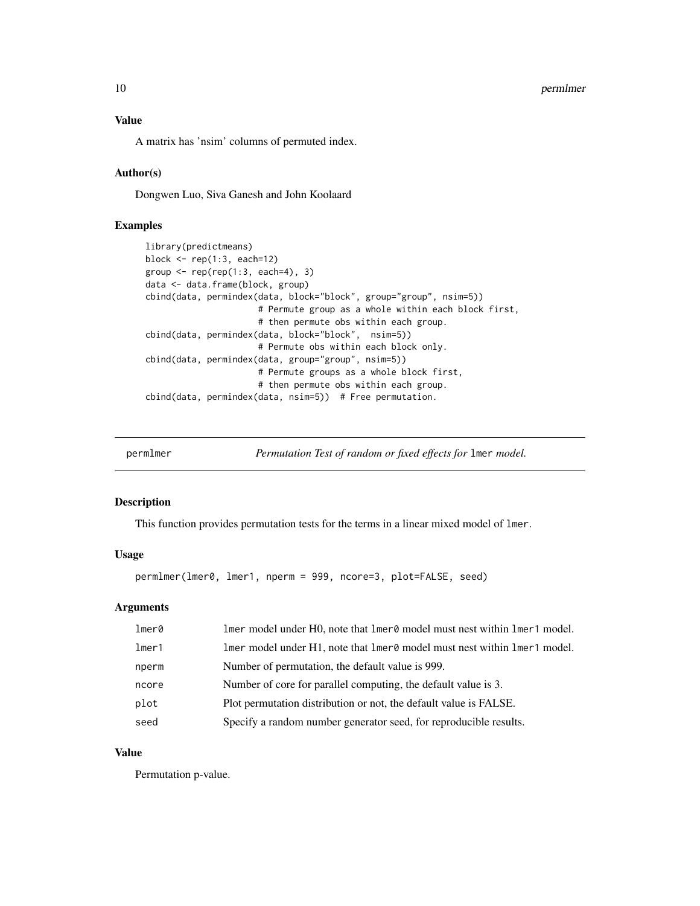### Value

A matrix has 'nsim' columns of permuted index.

### Author(s)

Dongwen Luo, Siva Ganesh and John Koolaard

### Examples

```
library(predictmeans)
block <- rep(1:3, each=12)
group <- rep(rep(1:3, each=4), 3)
data <- data.frame(block, group)
cbind(data, permindex(data, block="block", group="group", nsim=5))
                     # Permute group as a whole within each block first,
                     # then permute obs within each group.
cbind(data, permindex(data, block="block",  nsim=5))
                     # Permute obs within each block only.
cbind(data, permindex(data, group="group", nsim=5))
                     # Permute groups as a whole block first,
                     # then permute obs within each group.
cbind(data, permindex(data, nsim=5))  # Free permutation.
```

---

## permlmer — *Permutation Test of random or fixed effects for* `lmer` *model.*

### Description

This function provides permutation tests for the terms in a linear mixed model of `lmer`.

### Usage

```
permlmer(lmer0, lmer1, nperm = 999, ncore=3, plot=FALSE, seed)
```

### Arguments

| | |
|---|---|
| `lmer0` | `lmer` model under H0, note that `lmer0` model must nest within `lmer1` model. |
| `lmer1` | `lmer` model under H1, note that `lmer0` model must nest within `lmer1` model. |
| `nperm` | Number of permutation, the default value is 999. |
| `ncore` | Number of core for parallel computing, the default value is 3. |
| `plot` | Plot permutation distribution or not, the default value is FALSE. |
| `seed` | Specify a random number generator seed, for reproducible results. |

### Value

Permutation p-value.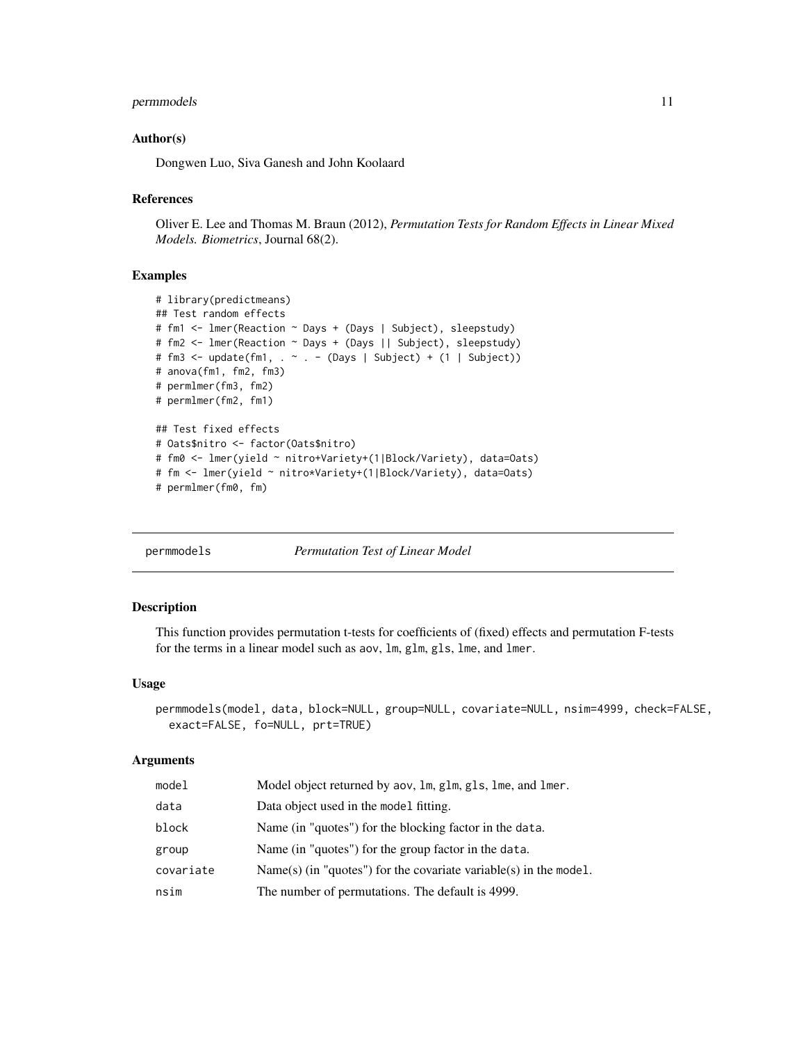### Author(s)

Dongwen Luo, Siva Ganesh and John Koolaard

### References

Oliver E. Lee and Thomas M. Braun (2012), *Permutation Tests for Random Effects in Linear Mixed Models. Biometrics*, Journal 68(2).

### Examples

```
# library(predictmeans)
## Test random effects
# fm1 <- lmer(Reaction ~ Days + (Days | Subject), sleepstudy)
# fm2 <- lmer(Reaction ~ Days + (Days || Subject), sleepstudy)
# fm3 <- update(fm1, . ~ . - (Days | Subject) + (1 | Subject))
# anova(fm1, fm2, fm3)
# permlmer(fm3, fm2)
# permlmer(fm2, fm1)

## Test fixed effects
# Oats$nitro <- factor(Oats$nitro)
# fm0 <- lmer(yield ~ nitro+Variety+(1|Block/Variety), data=Oats)
# fm <- lmer(yield ~ nitro*Variety+(1|Block/Variety), data=Oats)
# permlmer(fm0, fm)
```

---

## permmodels — *Permutation Test of Linear Model*

### Description

This function provides permutation t-tests for coefficients of (fixed) effects and permutation F-tests for the terms in a linear model such as aov, lm, glm, gls, lme, and lmer.

### Usage

```
permmodels(model, data, block=NULL, group=NULL, covariate=NULL, nsim=4999, check=FALSE,
  exact=FALSE, fo=NULL, prt=TRUE)
```

### Arguments

| | |
|---|---|
| model | Model object returned by aov, lm, glm, gls, lme, and lmer. |
| data | Data object used in the model fitting. |
| block | Name (in "quotes") for the blocking factor in the data. |
| group | Name (in "quotes") for the group factor in the data. |
| covariate | Name(s) (in "quotes") for the covariate variable(s) in the model. |
| nsim | The number of permutations. The default is 4999. |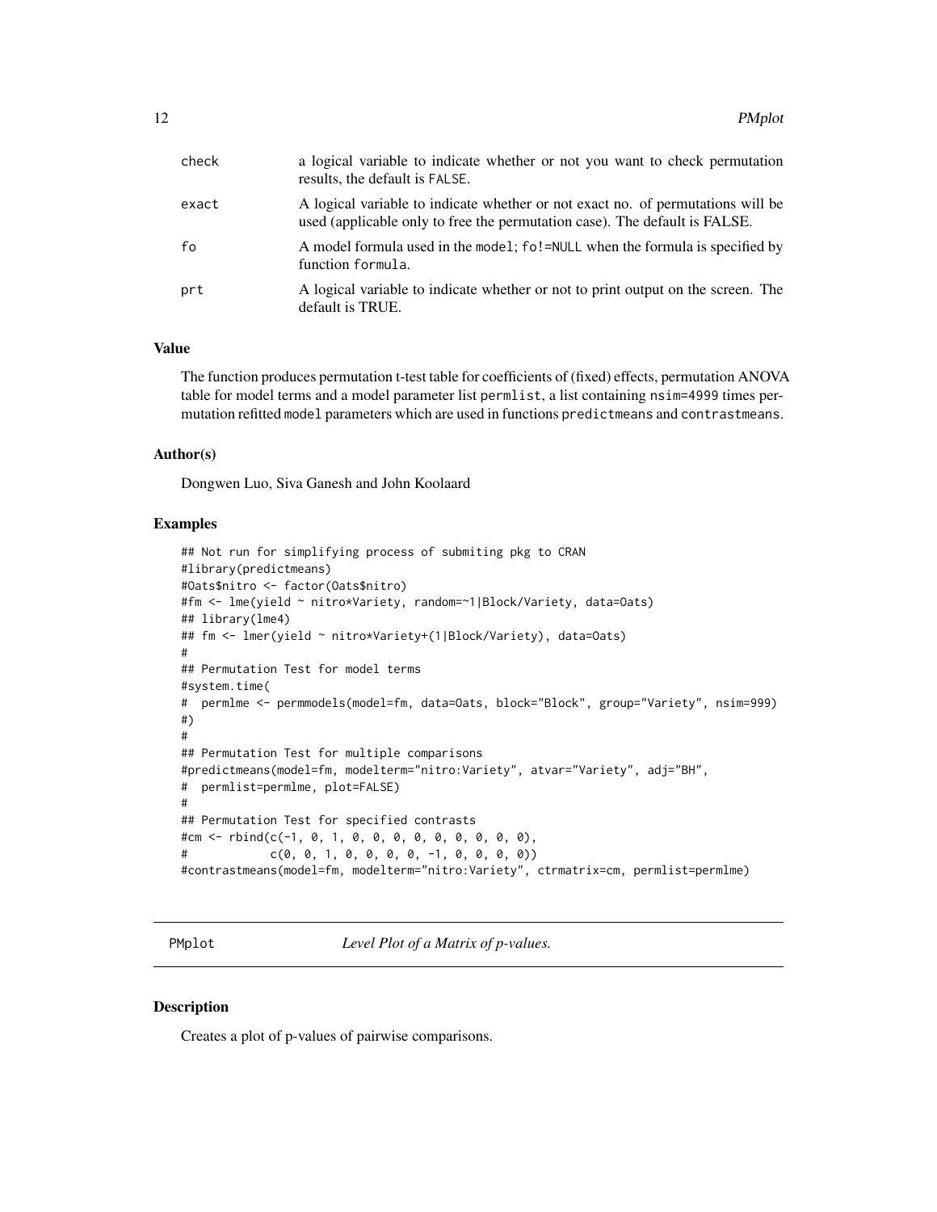| | |
|---|---|
| check | a logical variable to indicate whether or not you want to check permutation results, the default is FALSE. |
| exact | A logical variable to indicate whether or not exact no. of permutations will be used (applicable only to free the permutation case). The default is FALSE. |
| fo | A model formula used in the model; fo!=NULL when the formula is specified by function formula. |
| prt | A logical variable to indicate whether or not to print output on the screen. The default is TRUE. |

### Value

The function produces permutation t-test table for coefficients of (fixed) effects, permutation ANOVA table for model terms and a model parameter list permlist, a list containing nsim=4999 times permutation refitted model parameters which are used in functions predictmeans and contrastmeans.

### Author(s)

Dongwen Luo, Siva Ganesh and John Koolaard

### Examples

```
## Not run for simplifying process of submiting pkg to CRAN
#library(predictmeans)
#Oats$nitro <- factor(Oats$nitro)
#fm <- lme(yield ~ nitro*Variety, random=~1|Block/Variety, data=Oats)
## library(lme4)
## fm <- lmer(yield ~ nitro*Variety+(1|Block/Variety), data=Oats)
#
## Permutation Test for model terms
#system.time(
#  permlme <- permmodels(model=fm, data=Oats, block="Block", group="Variety", nsim=999)
#)
#
## Permutation Test for multiple comparisons
#predictmeans(model=fm, modelterm="nitro:Variety", atvar="Variety", adj="BH",
#  permlist=permlme, plot=FALSE)
#
## Permutation Test for specified contrasts
#cm <- rbind(c(-1, 0, 1, 0, 0, 0, 0, 0, 0, 0, 0, 0),
#            c(0, 0, 1, 0, 0, 0, 0, -1, 0, 0, 0, 0))
#contrastmeans(model=fm, modelterm="nitro:Variety", ctrmatrix=cm, permlist=permlme)
```

---

## PMplot &nbsp;&nbsp;&nbsp;&nbsp; *Level Plot of a Matrix of p-values.*

---

### Description

Creates a plot of p-values of pairwise comparisons.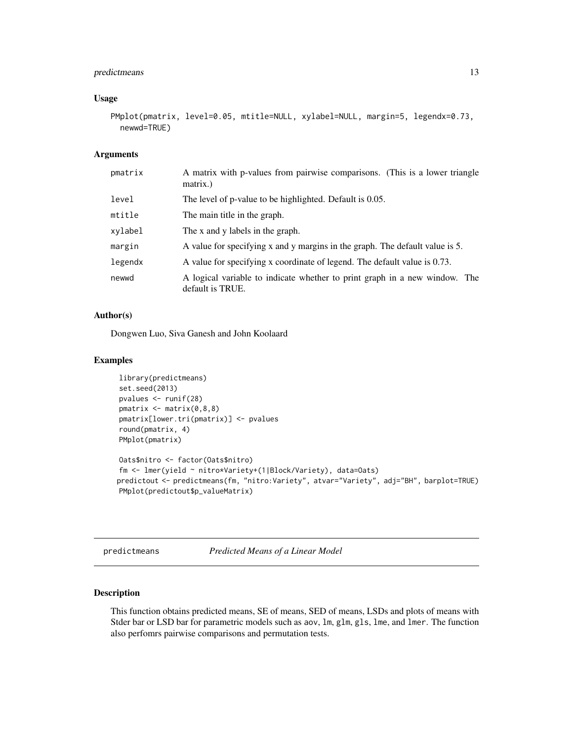### Usage

```
PMplot(pmatrix, level=0.05, mtitle=NULL, xylabel=NULL, margin=5, legendx=0.73,
  newwd=TRUE)
```

### Arguments

| | |
|---|---|
| pmatrix | A matrix with p-values from pairwise comparisons. (This is a lower triangle matrix.) |
| level | The level of p-value to be highlighted. Default is 0.05. |
| mtitle | The main title in the graph. |
| xylabel | The x and y labels in the graph. |
| margin | A value for specifying x and y margins in the graph. The default value is 5. |
| legendx | A value for specifying x coordinate of legend. The default value is 0.73. |
| newwd | A logical variable to indicate whether to print graph in a new window. The default is TRUE. |

### Author(s)

Dongwen Luo, Siva Ganesh and John Koolaard

### Examples

```
library(predictmeans)
set.seed(2013)
pvalues <- runif(28)
pmatrix <- matrix(0,8,8)
pmatrix[lower.tri(pmatrix)] <- pvalues
round(pmatrix, 4)
PMplot(pmatrix)

Oats$nitro <- factor(Oats$nitro)
fm <- lmer(yield ~ nitro*Variety+(1|Block/Variety), data=Oats)
predictout <- predictmeans(fm, "nitro:Variety", atvar="Variety", adj="BH", barplot=TRUE)
PMplot(predictout$p_valueMatrix)
```

---

## predictmeans *Predicted Means of a Linear Model*

### Description

This function obtains predicted means, SE of means, SED of means, LSDs and plots of means with Stder bar or LSD bar for parametric models such as aov, lm, glm, gls, lme, and lmer. The function also perfomrs pairwise comparisons and permutation tests.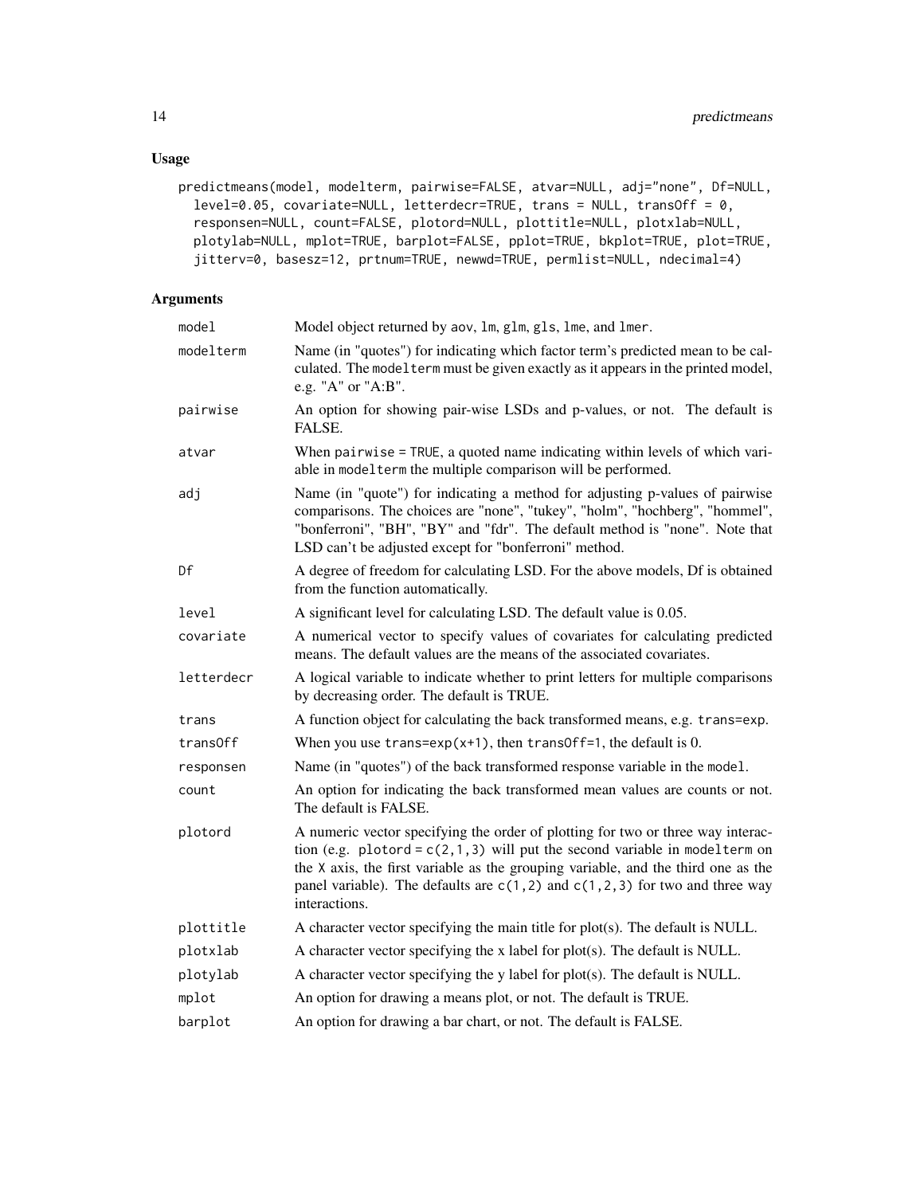## Usage

```
predictmeans(model, modelterm, pairwise=FALSE, atvar=NULL, adj="none", Df=NULL,
  level=0.05, covariate=NULL, letterdecr=TRUE, trans = NULL, transOff = 0,
  responsen=NULL, count=FALSE, plotord=NULL, plottitle=NULL, plotxlab=NULL,
  plotylab=NULL, mplot=TRUE, barplot=FALSE, pplot=TRUE, bkplot=TRUE, plot=TRUE,
  jitterv=0, basesz=12, prtnum=TRUE, newwd=TRUE, permlist=NULL, ndecimal=4)
```

## Arguments

| | |
|---|---|
| `model` | Model object returned by `aov`, `lm`, `glm`, `gls`, `lme`, and `lmer`. |
| `modelterm` | Name (in "quotes") for indicating which factor term's predicted mean to be calculated. The `modelterm` must be given exactly as it appears in the printed model, e.g. "A" or "A:B". |
| `pairwise` | An option for showing pair-wise LSDs and p-values, or not. The default is FALSE. |
| `atvar` | When `pairwise = TRUE`, a quoted name indicating within levels of which variable in `modelterm` the multiple comparison will be performed. |
| `adj` | Name (in "quote") for indicating a method for adjusting p-values of pairwise comparisons. The choices are "none", "tukey", "holm", "hochberg", "hommel", "bonferroni", "BH", "BY" and "fdr". The default method is "none". Note that LSD can't be adjusted except for "bonferroni" method. |
| `Df` | A degree of freedom for calculating LSD. For the above models, Df is obtained from the function automatically. |
| `level` | A significant level for calculating LSD. The default value is 0.05. |
| `covariate` | A numerical vector to specify values of covariates for calculating predicted means. The default values are the means of the associated covariates. |
| `letterdecr` | A logical variable to indicate whether to print letters for multiple comparisons by decreasing order. The default is TRUE. |
| `trans` | A function object for calculating the back transformed means, e.g. `trans=exp`. |
| `transOff` | When you use `trans=exp(x+1)`, then `transOff=1`, the default is 0. |
| `responsen` | Name (in "quotes") of the back transformed response variable in the `model`. |
| `count` | An option for indicating the back transformed mean values are counts or not. The default is FALSE. |
| `plotord` | A numeric vector specifying the order of plotting for two or three way interaction (e.g. `plotord = c(2,1,3)` will put the second variable in `modelterm` on the `X` axis, the first variable as the grouping variable, and the third one as the panel variable). The defaults are `c(1,2)` and `c(1,2,3)` for two and three way interactions. |
| `plottitle` | A character vector specifying the main title for plot(s). The default is NULL. |
| `plotxlab` | A character vector specifying the x label for plot(s). The default is NULL. |
| `plotylab` | A character vector specifying the y label for plot(s). The default is NULL. |
| `mplot` | An option for drawing a means plot, or not. The default is TRUE. |
| `barplot` | An option for drawing a bar chart, or not. The default is FALSE. |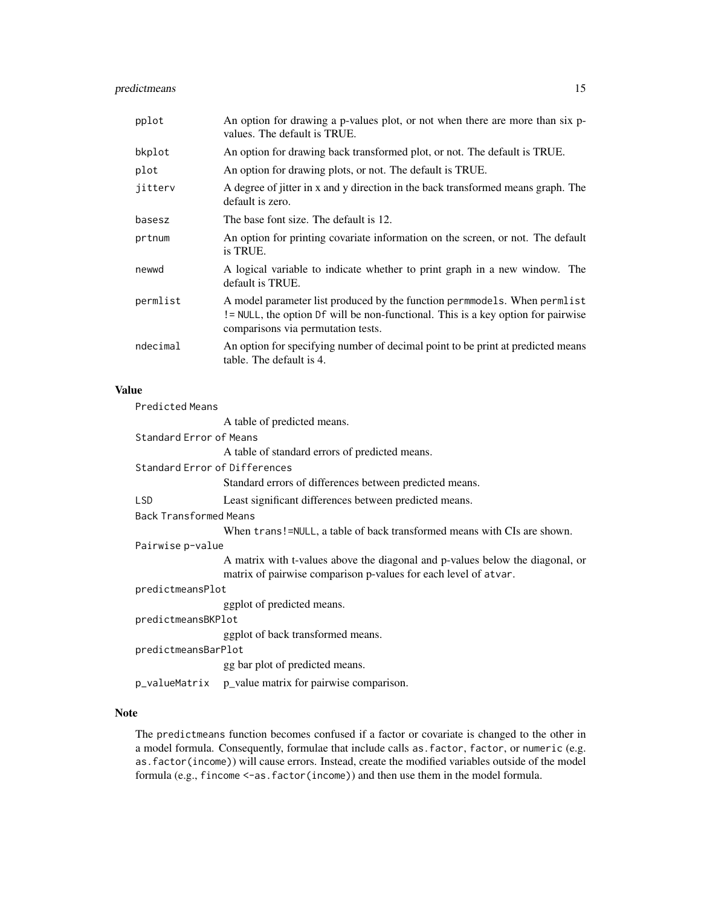| | |
|---|---|
| pplot | An option for drawing a p-values plot, or not when there are more than six p-values. The default is TRUE. |
| bkplot | An option for drawing back transformed plot, or not. The default is TRUE. |
| plot | An option for drawing plots, or not. The default is TRUE. |
| jitterv | A degree of jitter in x and y direction in the back transformed means graph. The default is zero. |
| basesz | The base font size. The default is 12. |
| prtnum | An option for printing covariate information on the screen, or not. The default is TRUE. |
| newwd | A logical variable to indicate whether to print graph in a new window. The default is TRUE. |
| permlist | A model parameter list produced by the function `permmodels`. When `permlist != NULL`, the option `Df` will be non-functional. This is a key option for pairwise comparisons via permutation tests. |
| ndecimal | An option for specifying number of decimal point to be print at predicted means table. The default is 4. |

## Value

| | |
|---|---|
| Predicted Means | A table of predicted means. |
| Standard Error of Means | A table of standard errors of predicted means. |
| Standard Error of Differences | Standard errors of differences between predicted means. |
| LSD | Least significant differences between predicted means. |
| Back Transformed Means | When `trans!=NULL`, a table of back transformed means with CIs are shown. |
| Pairwise p-value | A matrix with t-values above the diagonal and p-values below the diagonal, or matrix of pairwise comparison p-values for each level of `atvar`. |
| predictmeansPlot | ggplot of predicted means. |
| predictmeansBKPlot | ggplot of back transformed means. |
| predictmeansBarPlot | gg bar plot of predicted means. |
| p_valueMatrix | p_value matrix for pairwise comparison. |

## Note

The `predictmeans` function becomes confused if a factor or covariate is changed to the other in a model formula. Consequently, formulae that include calls `as.factor`, `factor`, or `numeric` (e.g. `as.factor(income)`) will cause errors. Instead, create the modified variables outside of the model formula (e.g., `fincome <-as.factor(income)`) and then use them in the model formula.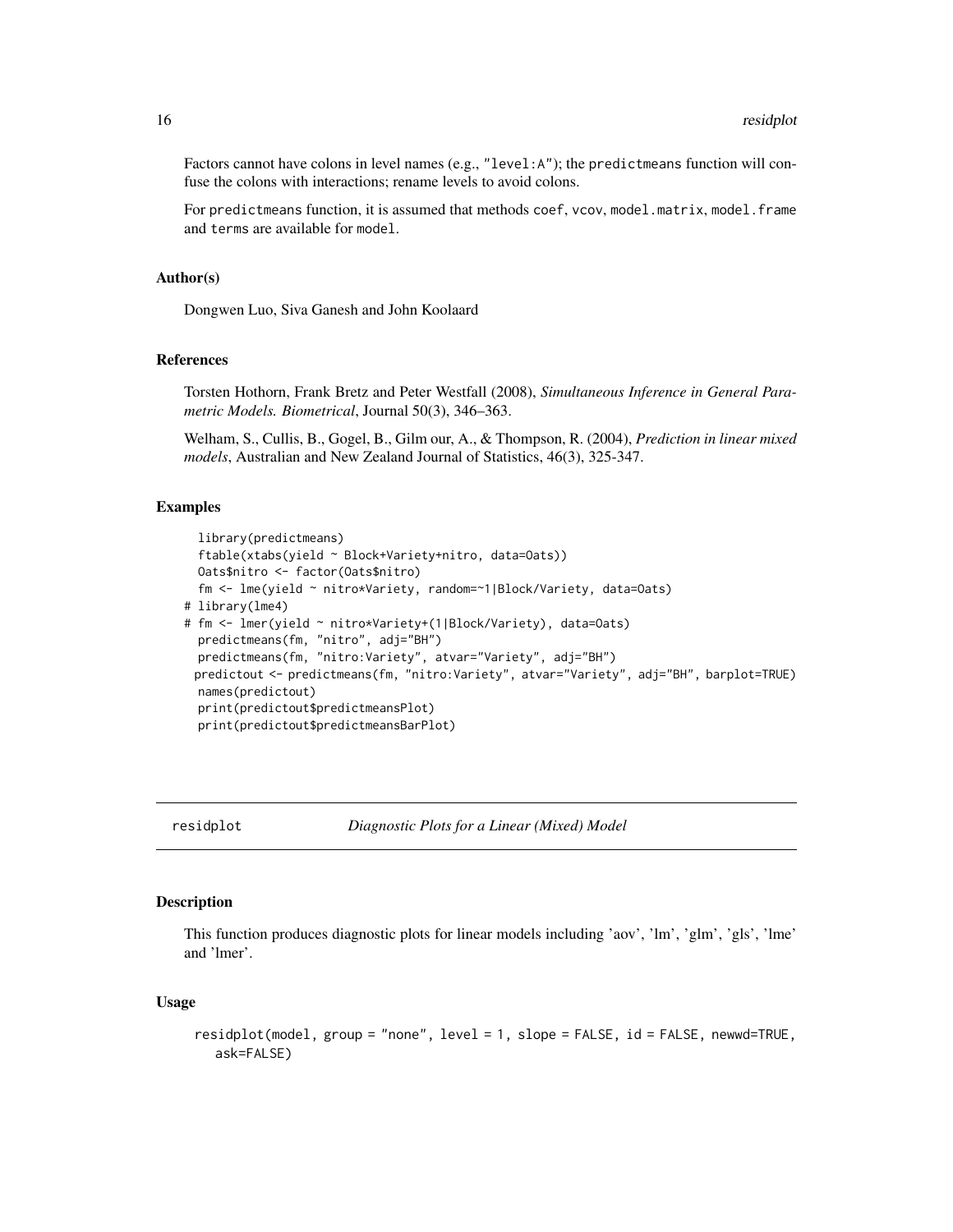Factors cannot have colons in level names (e.g., "level:A"); the predictmeans function will confuse the colons with interactions; rename levels to avoid colons.

For predictmeans function, it is assumed that methods coef, vcov, model.matrix, model.frame and terms are available for model.

### Author(s)

Dongwen Luo, Siva Ganesh and John Koolaard

### References

Torsten Hothorn, Frank Bretz and Peter Westfall (2008), *Simultaneous Inference in General Parametric Models. Biometrical*, Journal 50(3), 346–363.

Welham, S., Cullis, B., Gogel, B., Gilm our, A., & Thompson, R. (2004), *Prediction in linear mixed models*, Australian and New Zealand Journal of Statistics, 46(3), 325-347.

### Examples

```
  library(predictmeans)
  ftable(xtabs(yield ~ Block+Variety+nitro, data=Oats))
  Oats$nitro <- factor(Oats$nitro)
  fm <- lme(yield ~ nitro*Variety, random=~1|Block/Variety, data=Oats)
# library(lme4)
# fm <- lmer(yield ~ nitro*Variety+(1|Block/Variety), data=Oats)
  predictmeans(fm, "nitro", adj="BH")
  predictmeans(fm, "nitro:Variety", atvar="Variety", adj="BH")
 predictout <- predictmeans(fm, "nitro:Variety", atvar="Variety", adj="BH", barplot=TRUE)
  names(predictout)
  print(predictout$predictmeansPlot)
  print(predictout$predictmeansBarPlot)
```

---

## residplot — *Diagnostic Plots for a Linear (Mixed) Model*

### Description

This function produces diagnostic plots for linear models including 'aov', 'lm', 'glm', 'gls', 'lme' and 'lmer'.

### Usage

```
residplot(model, group = "none", level = 1, slope = FALSE, id = FALSE, newwd=TRUE,
   ask=FALSE)
```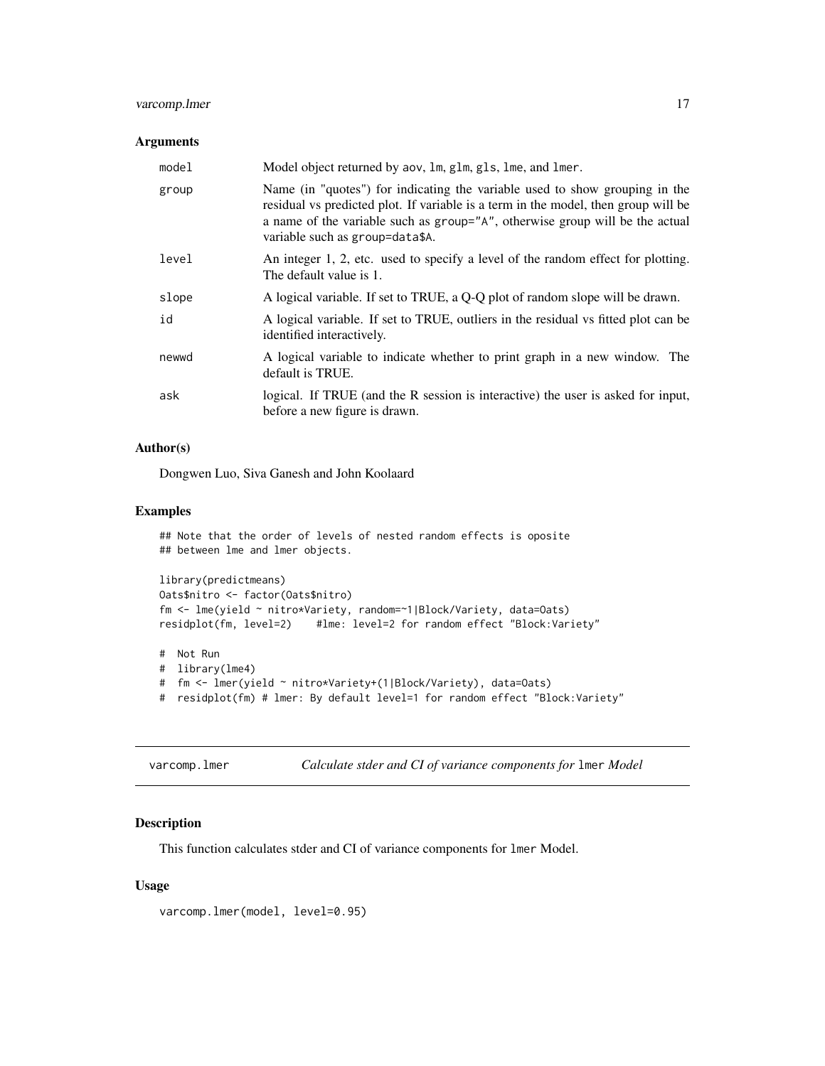### Arguments

| | |
|---|---|
| model | Model object returned by aov, lm, glm, gls, lme, and lmer. |
| group | Name (in "quotes") for indicating the variable used to show grouping in the residual vs predicted plot. If variable is a term in the model, then group will be a name of the variable such as group="A", otherwise group will be the actual variable such as group=data$A. |
| level | An integer 1, 2, etc. used to specify a level of the random effect for plotting. The default value is 1. |
| slope | A logical variable. If set to TRUE, a Q-Q plot of random slope will be drawn. |
| id | A logical variable. If set to TRUE, outliers in the residual vs fitted plot can be identified interactively. |
| newwd | A logical variable to indicate whether to print graph in a new window. The default is TRUE. |
| ask | logical. If TRUE (and the R session is interactive) the user is asked for input, before a new figure is drawn. |

### Author(s)

Dongwen Luo, Siva Ganesh and John Koolaard

### Examples

```
## Note that the order of levels of nested random effects is oposite
## between lme and lmer objects.

library(predictmeans)
Oats$nitro <- factor(Oats$nitro)
fm <- lme(yield ~ nitro*Variety, random=~1|Block/Variety, data=Oats)
residplot(fm, level=2)    #lme: level=2 for random effect "Block:Variety"

#  Not Run
#  library(lme4)
#  fm <- lmer(yield ~ nitro*Variety+(1|Block/Variety), data=Oats)
#  residplot(fm) # lmer: By default level=1 for random effect "Block:Variety"
```

## varcomp.lmer    *Calculate stder and CI of variance components for* lmer *Model*

### Description

This function calculates stder and CI of variance components for lmer Model.

### Usage

```
varcomp.lmer(model, level=0.95)
```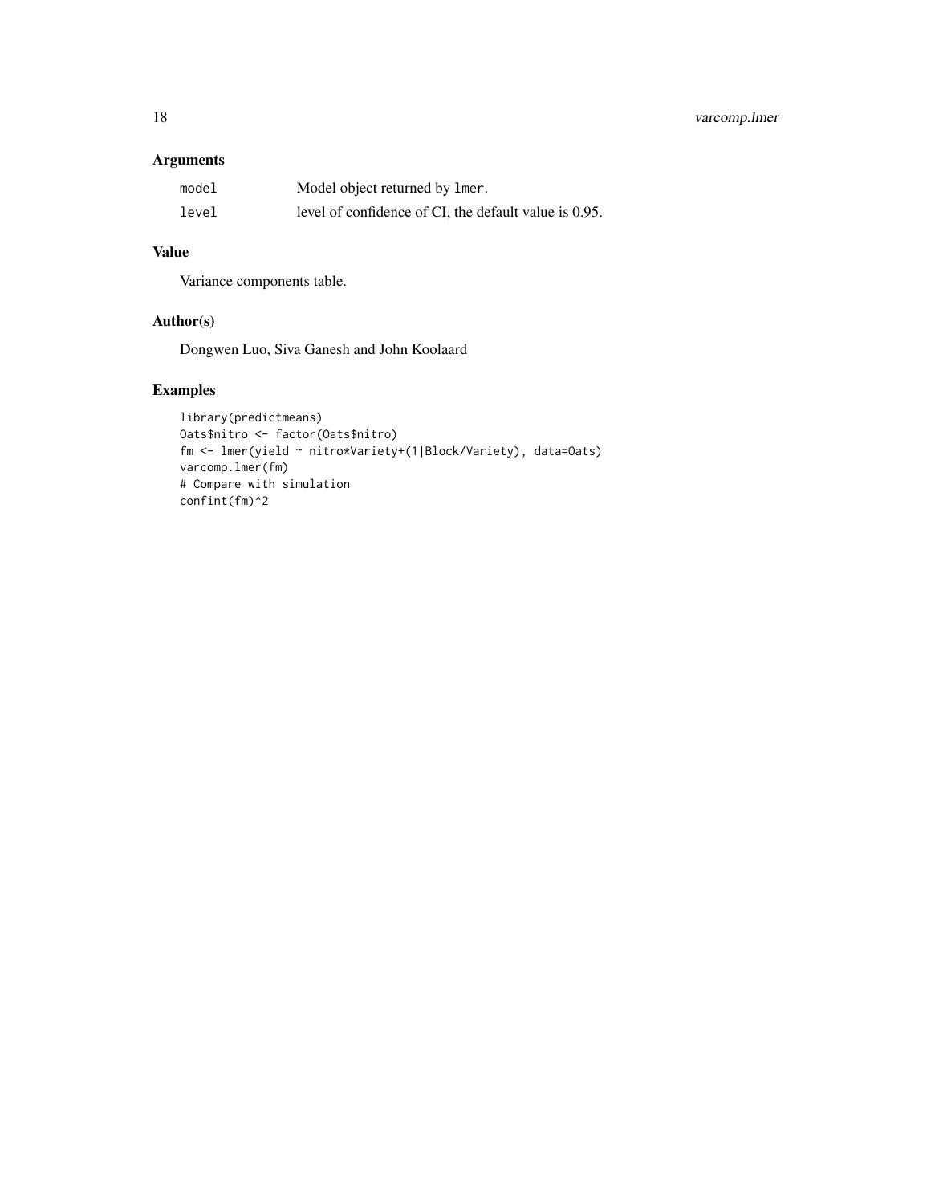## Arguments

| | |
|---|---|
| `model` | Model object returned by `lmer`. |
| `level` | level of confidence of CI, the default value is 0.95. |

## Value

Variance components table.

## Author(s)

Dongwen Luo, Siva Ganesh and John Koolaard

## Examples

```
library(predictmeans)
Oats$nitro <- factor(Oats$nitro)
fm <- lmer(yield ~ nitro*Variety+(1|Block/Variety), data=Oats)
varcomp.lmer(fm)
# Compare with simulation
confint(fm)^2
```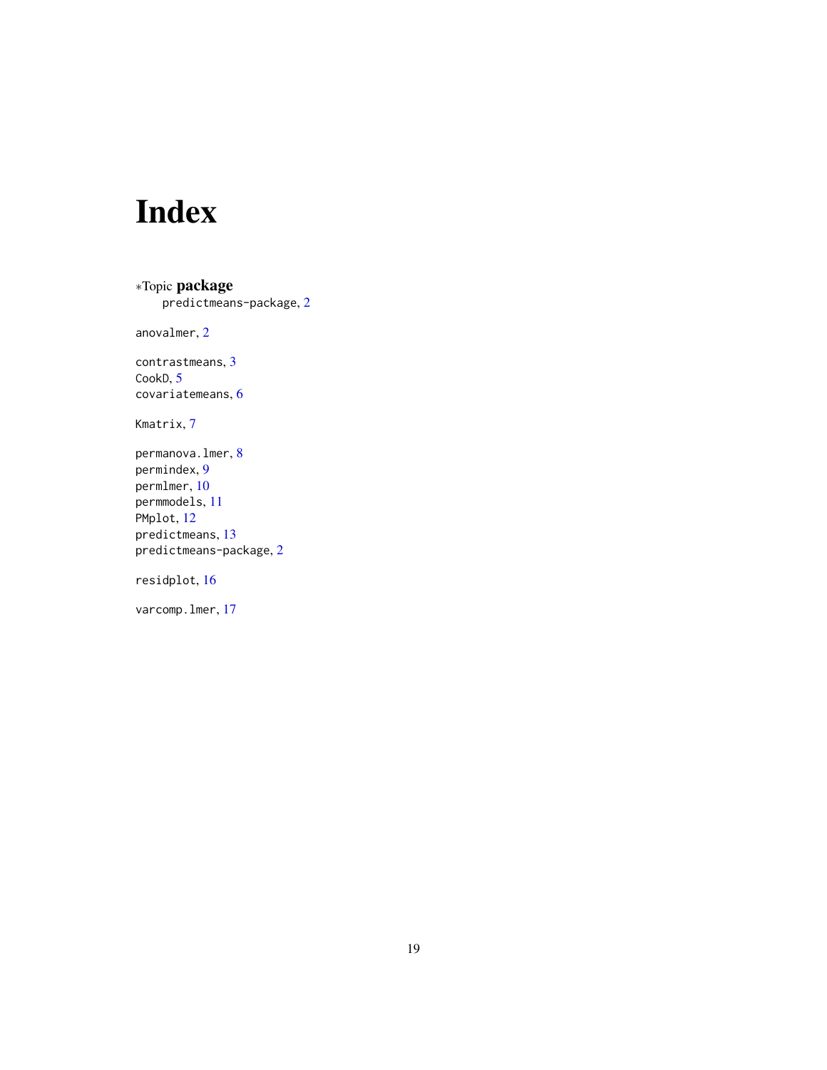# Index

∗Topic **package**
    predictmeans-package, 2

anovalmer, 2

contrastmeans, 3
CookD, 5
covariatemeans, 6

Kmatrix, 7

permanova.lmer, 8
permindex, 9
permlmer, 10
permmodels, 11
PMplot, 12
predictmeans, 13
predictmeans-package, 2

residplot, 16

varcomp.lmer, 17